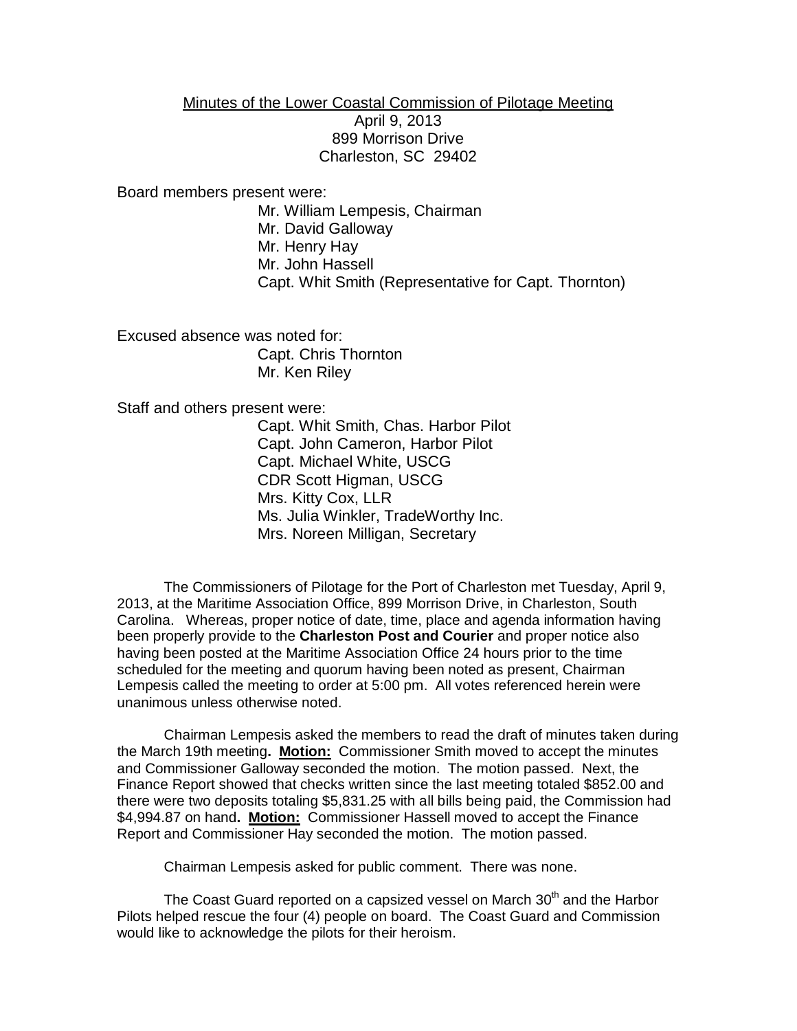Minutes of the Lower Coastal Commission of Pilotage Meeting
April 9, 2013
899 Morrison Drive
Charleston, SC 29402

Board members present were:

Mr. William Lempesis, Chairman
Mr. David Galloway
Mr. Henry Hay
Mr. John Hassell
Capt. Whit Smith (Representative for Capt. Thornton)

Excused absence was noted for:

Capt. Chris Thornton
Mr. Ken Riley

Staff and others present were:

Capt. Whit Smith, Chas. Harbor Pilot
Capt. John Cameron, Harbor Pilot
Capt. Michael White, USCG
CDR Scott Higman, USCG
Mrs. Kitty Cox, LLR
Ms. Julia Winkler, TradeWorthy Inc.
Mrs. Noreen Milligan, Secretary

The Commissioners of Pilotage for the Port of Charleston met Tuesday, April 9, 2013, at the Maritime Association Office, 899 Morrison Drive, in Charleston, South Carolina. Whereas, proper notice of date, time, place and agenda information having been properly provide to the **Charleston Post and Courier** and proper notice also having been posted at the Maritime Association Office 24 hours prior to the time scheduled for the meeting and quorum having been noted as present, Chairman Lempesis called the meeting to order at 5:00 pm. All votes referenced herein were unanimous unless otherwise noted.

Chairman Lempesis asked the members to read the draft of minutes taken during the March 19th meeting**. <u>Motion:</u>** Commissioner Smith moved to accept the minutes and Commissioner Galloway seconded the motion. The motion passed. Next, the Finance Report showed that checks written since the last meeting totaled $852.00 and there were two deposits totaling $5,831.25 with all bills being paid, the Commission had $4,994.87 on hand**. <u>Motion:</u>** Commissioner Hassell moved to accept the Finance Report and Commissioner Hay seconded the motion. The motion passed.

Chairman Lempesis asked for public comment. There was none.

The Coast Guard reported on a capsized vessel on March 30th and the Harbor Pilots helped rescue the four (4) people on board. The Coast Guard and Commission would like to acknowledge the pilots for their heroism.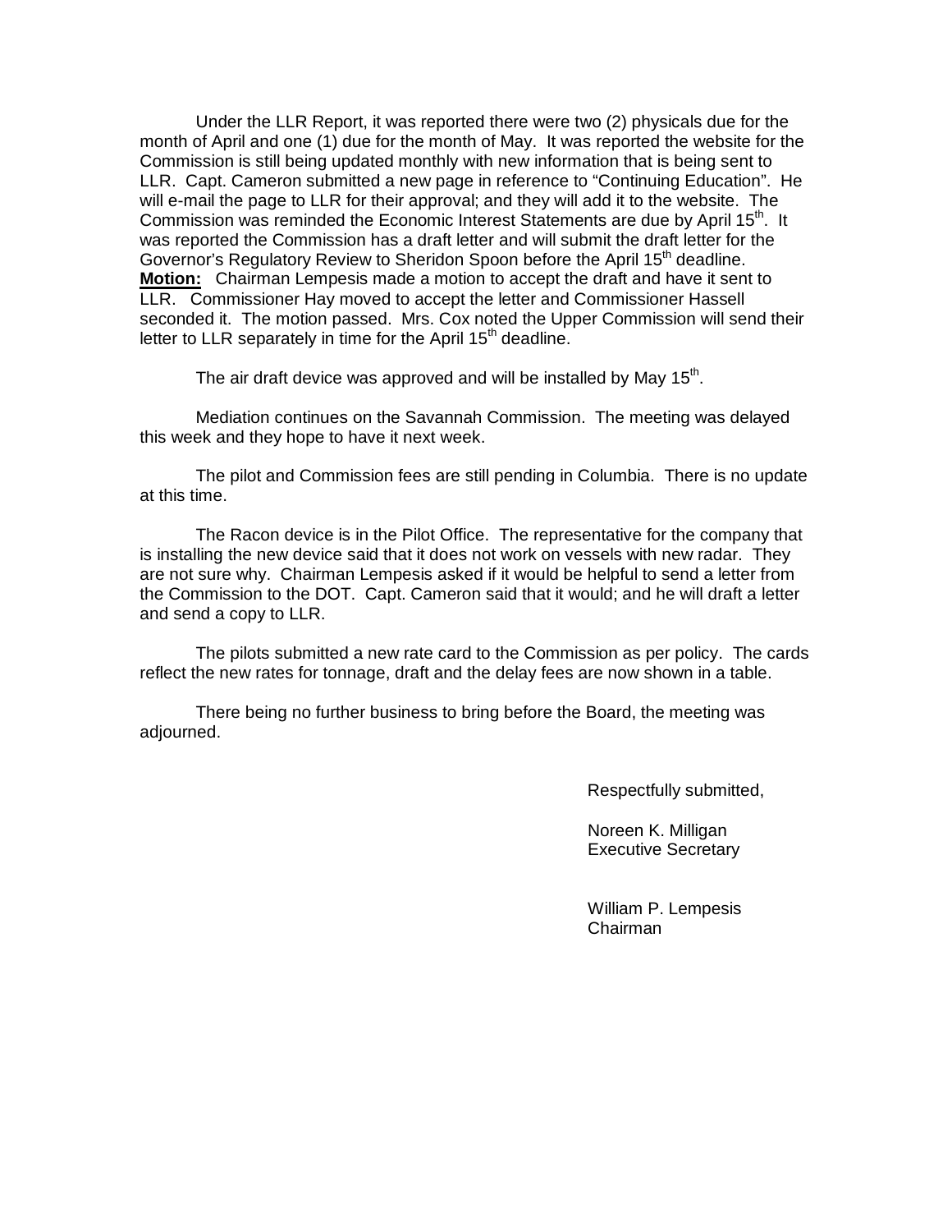Under the LLR Report, it was reported there were two (2) physicals due for the month of April and one (1) due for the month of May. It was reported the website for the Commission is still being updated monthly with new information that is being sent to LLR. Capt. Cameron submitted a new page in reference to "Continuing Education". He will e-mail the page to LLR for their approval; and they will add it to the website. The Commission was reminded the Economic Interest Statements are due by April 15th. It was reported the Commission has a draft letter and will submit the draft letter for the Governor's Regulatory Review to Sheridon Spoon before the April 15th deadline.
**Motion:** Chairman Lempesis made a motion to accept the draft and have it sent to LLR. Commissioner Hay moved to accept the letter and Commissioner Hassell seconded it. The motion passed. Mrs. Cox noted the Upper Commission will send their letter to LLR separately in time for the April 15th deadline.

The air draft device was approved and will be installed by May 15th.

Mediation continues on the Savannah Commission. The meeting was delayed this week and they hope to have it next week.

The pilot and Commission fees are still pending in Columbia. There is no update at this time.

The Racon device is in the Pilot Office. The representative for the company that is installing the new device said that it does not work on vessels with new radar. They are not sure why. Chairman Lempesis asked if it would be helpful to send a letter from the Commission to the DOT. Capt. Cameron said that it would; and he will draft a letter and send a copy to LLR.

The pilots submitted a new rate card to the Commission as per policy. The cards reflect the new rates for tonnage, draft and the delay fees are now shown in a table.

There being no further business to bring before the Board, the meeting was adjourned.

Respectfully submitted,

Noreen K. Milligan
Executive Secretary

William P. Lempesis
Chairman